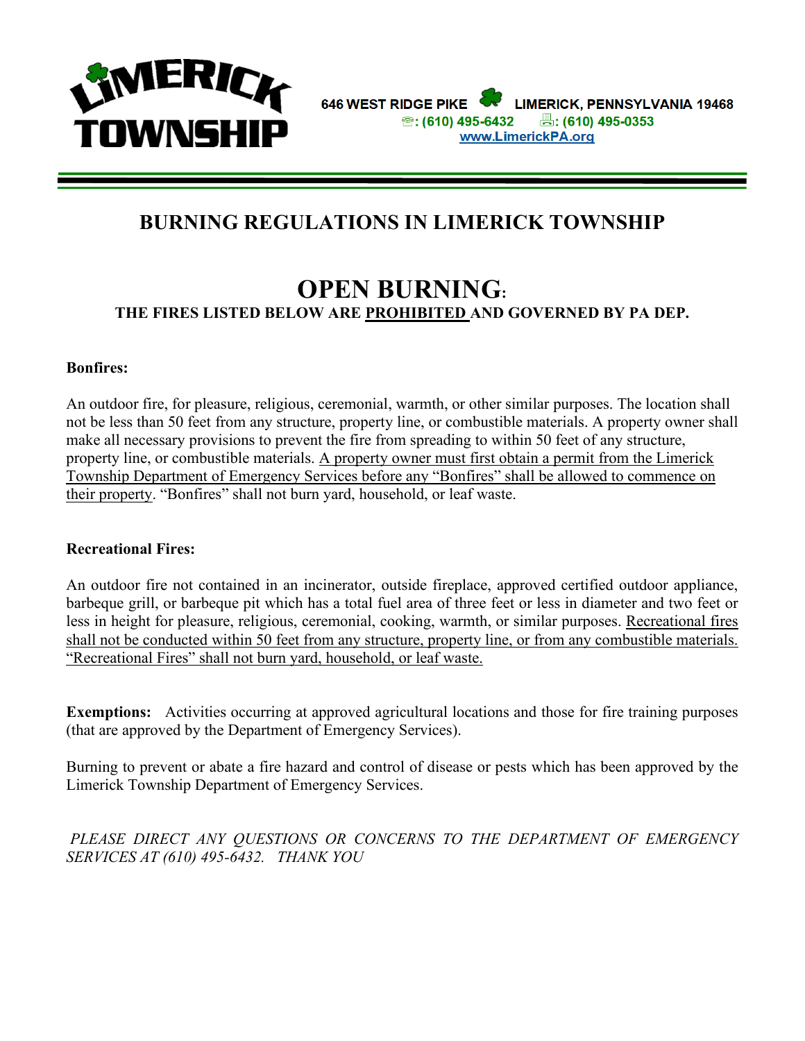**LIMERICK TOWNSHIP**

646 WEST RIDGE PIKE LIMERICK, PENNSYLVANIA 19468
☎: (610) 495-6432 🖷: (610) 495-0353
www.LimerickPA.org

# BURNING REGULATIONS IN LIMERICK TOWNSHIP

## OPEN BURNING:

**THE FIRES LISTED BELOW ARE PROHIBITED AND GOVERNED BY PA DEP.**

**Bonfires:**

An outdoor fire, for pleasure, religious, ceremonial, warmth, or other similar purposes. The location shall not be less than 50 feet from any structure, property line, or combustible materials. A property owner shall make all necessary provisions to prevent the fire from spreading to within 50 feet of any structure, property line, or combustible materials. A property owner must first obtain a permit from the Limerick Township Department of Emergency Services before any "Bonfires" shall be allowed to commence on their property. "Bonfires" shall not burn yard, household, or leaf waste.

**Recreational Fires:**

An outdoor fire not contained in an incinerator, outside fireplace, approved certified outdoor appliance, barbeque grill, or barbeque pit which has a total fuel area of three feet or less in diameter and two feet or less in height for pleasure, religious, ceremonial, cooking, warmth, or similar purposes. Recreational fires shall not be conducted within 50 feet from any structure, property line, or from any combustible materials. "Recreational Fires" shall not burn yard, household, or leaf waste.

**Exemptions:** Activities occurring at approved agricultural locations and those for fire training purposes (that are approved by the Department of Emergency Services).

Burning to prevent or abate a fire hazard and control of disease or pests which has been approved by the Limerick Township Department of Emergency Services.

*PLEASE DIRECT ANY QUESTIONS OR CONCERNS TO THE DEPARTMENT OF EMERGENCY SERVICES AT (610) 495-6432. THANK YOU*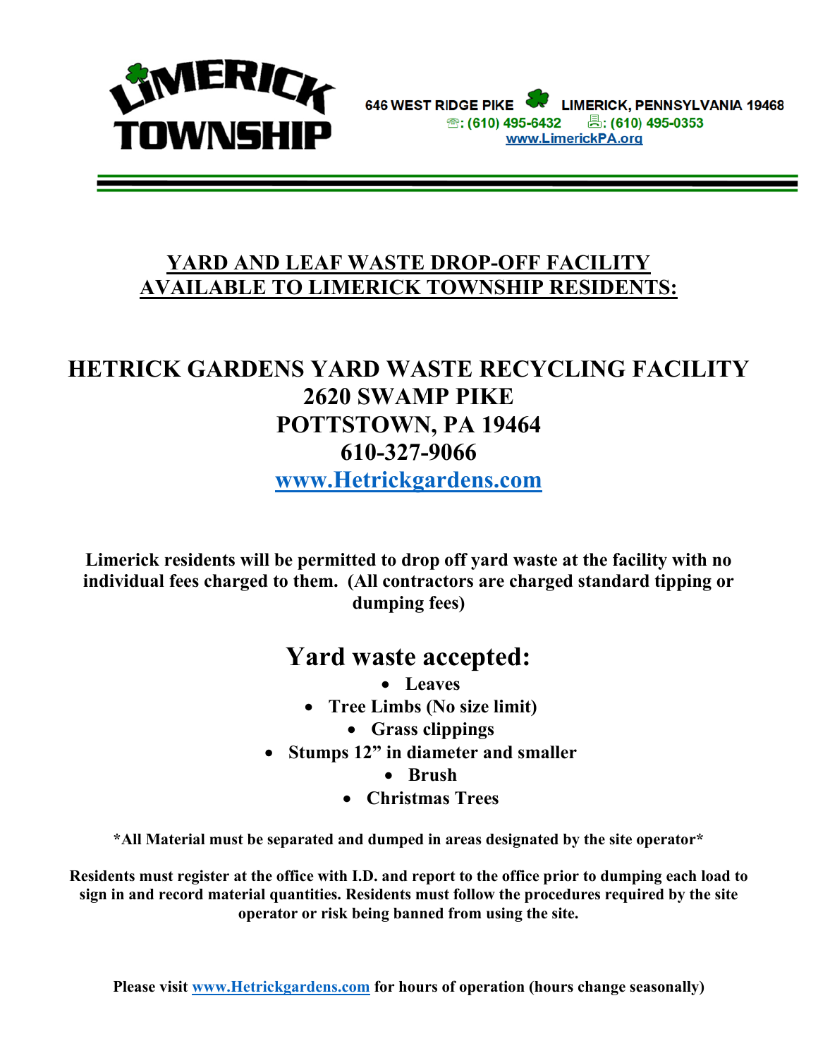# LIMERICK TOWNSHIP

646 WEST RIDGE PIKE LIMERICK, PENNSYLVANIA 19468
☎: (610) 495-6432 🖷: (610) 495-0353
www.LimerickPA.org

---

## YARD AND LEAF WASTE DROP-OFF FACILITY AVAILABLE TO LIMERICK TOWNSHIP RESIDENTS:

## HETRICK GARDENS YARD WASTE RECYCLING FACILITY
## 2620 SWAMP PIKE
## POTTSTOWN, PA 19464
## 610-327-9066
## www.Hetrickgardens.com

**Limerick residents will be permitted to drop off yard waste at the facility with no individual fees charged to them. (All contractors are charged standard tipping or dumping fees)**

## Yard waste accepted:

- **Leaves**
- **Tree Limbs (No size limit)**
- **Grass clippings**
- **Stumps 12" in diameter and smaller**
- **Brush**
- **Christmas Trees**

**\*All Material must be separated and dumped in areas designated by the site operator\***

**Residents must register at the office with I.D. and report to the office prior to dumping each load to sign in and record material quantities. Residents must follow the procedures required by the site operator or risk being banned from using the site.**

**Please visit www.Hetrickgardens.com for hours of operation (hours change seasonally)**